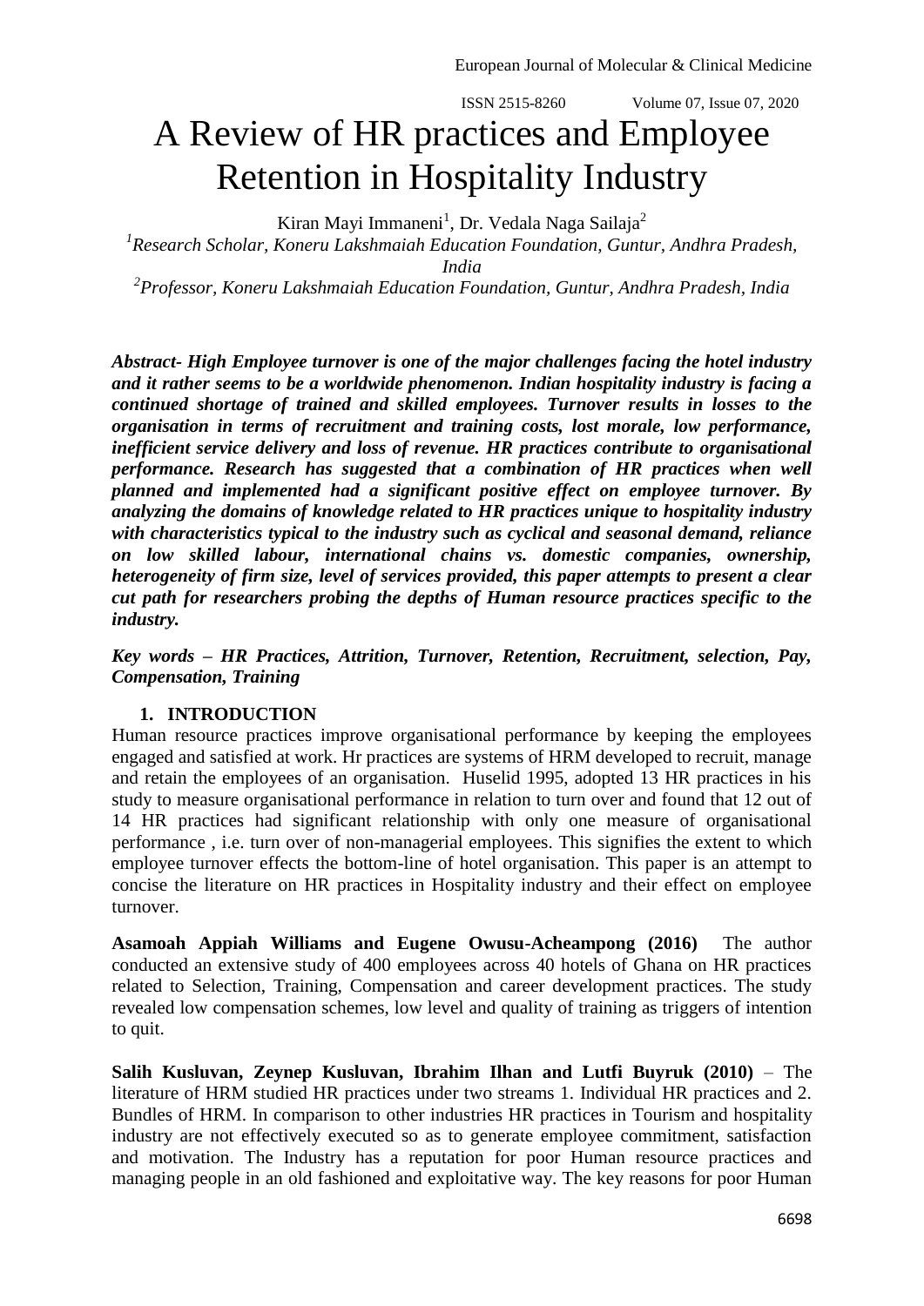# A Review of HR practices and Employee Retention in Hospitality Industry

Kiran Mayi Immaneni[1], Dr. Vedala Naga Sailaja[2]

[1]*Research Scholar, Koneru Lakshmaiah Education Foundation, Guntur, Andhra Pradesh, India*

[2]*Professor, Koneru Lakshmaiah Education Foundation, Guntur, Andhra Pradesh, India*

***Abstract- High Employee turnover is one of the major challenges facing the hotel industry and it rather seems to be a worldwide phenomenon. Indian hospitality industry is facing a continued shortage of trained and skilled employees. Turnover results in losses to the organisation in terms of recruitment and training costs, lost morale, low performance, inefficient service delivery and loss of revenue. HR practices contribute to organisational performance. Research has suggested that a combination of HR practices when well planned and implemented had a significant positive effect on employee turnover. By analyzing the domains of knowledge related to HR practices unique to hospitality industry with characteristics typical to the industry such as cyclical and seasonal demand, reliance on low skilled labour, international chains vs. domestic companies, ownership, heterogeneity of firm size, level of services provided, this paper attempts to present a clear cut path for researchers probing the depths of Human resource practices specific to the industry.***

***Key words – HR Practices, Attrition, Turnover, Retention, Recruitment, selection, Pay, Compensation, Training***

## 1. INTRODUCTION

Human resource practices improve organisational performance by keeping the employees engaged and satisfied at work. Hr practices are systems of HRM developed to recruit, manage and retain the employees of an organisation. Huselid 1995, adopted 13 HR practices in his study to measure organisational performance in relation to turn over and found that 12 out of 14 HR practices had significant relationship with only one measure of organisational performance , i.e. turn over of non-managerial employees. This signifies the extent to which employee turnover effects the bottom-line of hotel organisation. This paper is an attempt to concise the literature on HR practices in Hospitality industry and their effect on employee turnover.

**Asamoah Appiah Williams and Eugene Owusu-Acheampong (2016)** The author conducted an extensive study of 400 employees across 40 hotels of Ghana on HR practices related to Selection, Training, Compensation and career development practices. The study revealed low compensation schemes, low level and quality of training as triggers of intention to quit.

**Salih Kusluvan, Zeynep Kusluvan, Ibrahim Ilhan and Lutfi Buyruk (2010)** – The literature of HRM studied HR practices under two streams 1. Individual HR practices and 2. Bundles of HRM. In comparison to other industries HR practices in Tourism and hospitality industry are not effectively executed so as to generate employee commitment, satisfaction and motivation. The Industry has a reputation for poor Human resource practices and managing people in an old fashioned and exploitative way. The key reasons for poor Human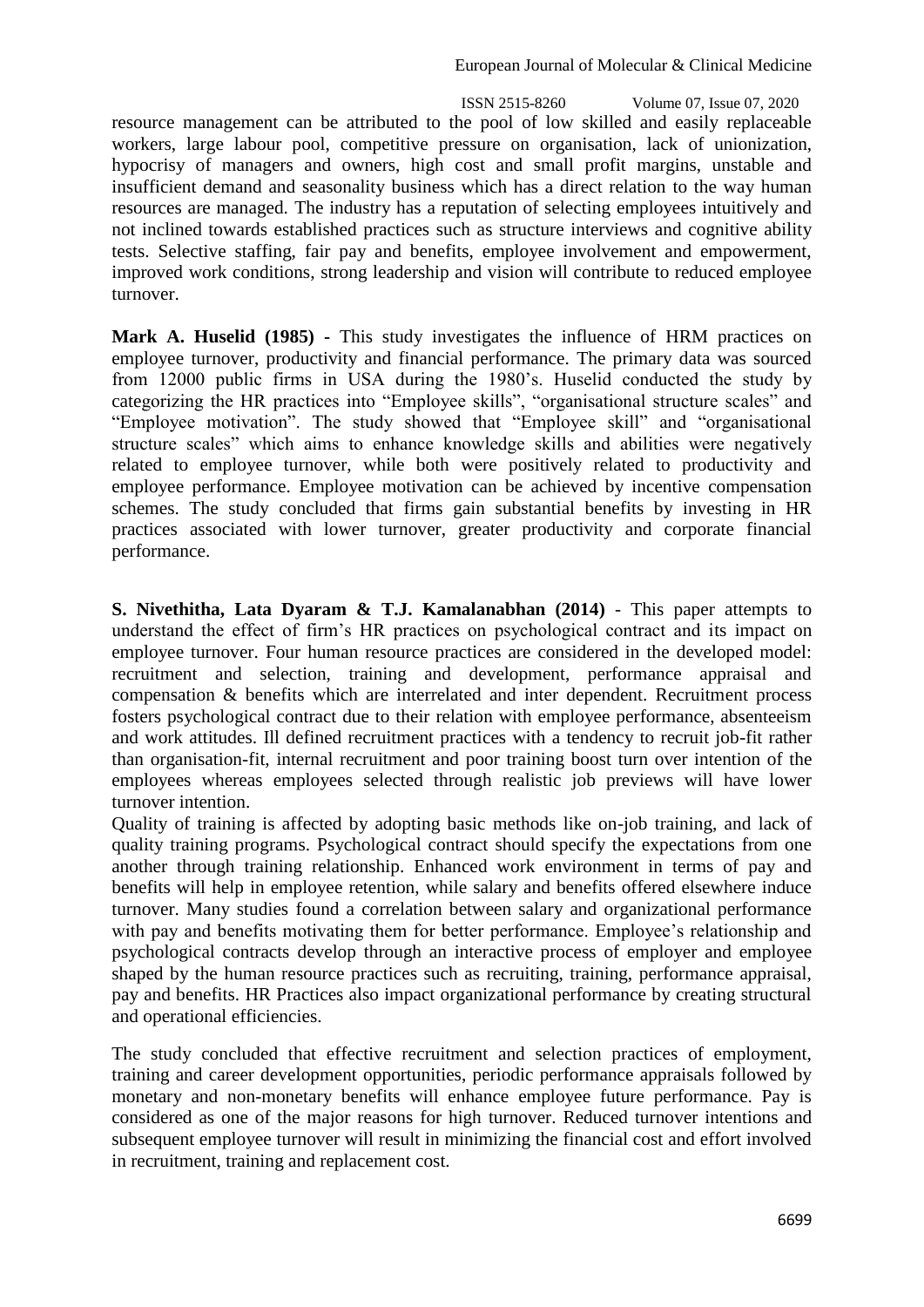resource management can be attributed to the pool of low skilled and easily replaceable workers, large labour pool, competitive pressure on organisation, lack of unionization, hypocrisy of managers and owners, high cost and small profit margins, unstable and insufficient demand and seasonality business which has a direct relation to the way human resources are managed. The industry has a reputation of selecting employees intuitively and not inclined towards established practices such as structure interviews and cognitive ability tests. Selective staffing, fair pay and benefits, employee involvement and empowerment, improved work conditions, strong leadership and vision will contribute to reduced employee turnover.

**Mark A. Huselid (1985) -** This study investigates the influence of HRM practices on employee turnover, productivity and financial performance. The primary data was sourced from 12000 public firms in USA during the 1980's. Huselid conducted the study by categorizing the HR practices into "Employee skills", "organisational structure scales" and "Employee motivation". The study showed that "Employee skill" and "organisational structure scales" which aims to enhance knowledge skills and abilities were negatively related to employee turnover, while both were positively related to productivity and employee performance. Employee motivation can be achieved by incentive compensation schemes. The study concluded that firms gain substantial benefits by investing in HR practices associated with lower turnover, greater productivity and corporate financial performance.

**S. Nivethitha, Lata Dyaram & T.J. Kamalanabhan (2014)** - This paper attempts to understand the effect of firm's HR practices on psychological contract and its impact on employee turnover. Four human resource practices are considered in the developed model: recruitment and selection, training and development, performance appraisal and compensation & benefits which are interrelated and inter dependent. Recruitment process fosters psychological contract due to their relation with employee performance, absenteeism and work attitudes. Ill defined recruitment practices with a tendency to recruit job-fit rather than organisation-fit, internal recruitment and poor training boost turn over intention of the employees whereas employees selected through realistic job previews will have lower turnover intention.

Quality of training is affected by adopting basic methods like on-job training, and lack of quality training programs. Psychological contract should specify the expectations from one another through training relationship. Enhanced work environment in terms of pay and benefits will help in employee retention, while salary and benefits offered elsewhere induce turnover. Many studies found a correlation between salary and organizational performance with pay and benefits motivating them for better performance. Employee's relationship and psychological contracts develop through an interactive process of employer and employee shaped by the human resource practices such as recruiting, training, performance appraisal, pay and benefits. HR Practices also impact organizational performance by creating structural and operational efficiencies.

The study concluded that effective recruitment and selection practices of employment, training and career development opportunities, periodic performance appraisals followed by monetary and non-monetary benefits will enhance employee future performance. Pay is considered as one of the major reasons for high turnover. Reduced turnover intentions and subsequent employee turnover will result in minimizing the financial cost and effort involved in recruitment, training and replacement cost.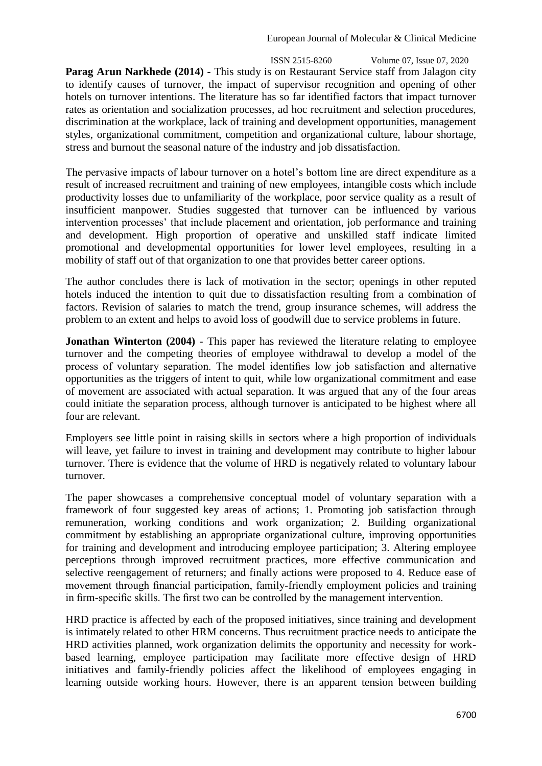**Parag Arun Narkhede (2014) -** This study is on Restaurant Service staff from Jalagon city to identify causes of turnover, the impact of supervisor recognition and opening of other hotels on turnover intentions. The literature has so far identified factors that impact turnover rates as orientation and socialization processes, ad hoc recruitment and selection procedures, discrimination at the workplace, lack of training and development opportunities, management styles, organizational commitment, competition and organizational culture, labour shortage, stress and burnout the seasonal nature of the industry and job dissatisfaction.

The pervasive impacts of labour turnover on a hotel's bottom line are direct expenditure as a result of increased recruitment and training of new employees, intangible costs which include productivity losses due to unfamiliarity of the workplace, poor service quality as a result of insufficient manpower. Studies suggested that turnover can be influenced by various intervention processes' that include placement and orientation, job performance and training and development. High proportion of operative and unskilled staff indicate limited promotional and developmental opportunities for lower level employees, resulting in a mobility of staff out of that organization to one that provides better career options.

The author concludes there is lack of motivation in the sector; openings in other reputed hotels induced the intention to quit due to dissatisfaction resulting from a combination of factors. Revision of salaries to match the trend, group insurance schemes, will address the problem to an extent and helps to avoid loss of goodwill due to service problems in future.

**Jonathan Winterton (2004)** - This paper has reviewed the literature relating to employee turnover and the competing theories of employee withdrawal to develop a model of the process of voluntary separation. The model identifies low job satisfaction and alternative opportunities as the triggers of intent to quit, while low organizational commitment and ease of movement are associated with actual separation. It was argued that any of the four areas could initiate the separation process, although turnover is anticipated to be highest where all four are relevant.

Employers see little point in raising skills in sectors where a high proportion of individuals will leave, yet failure to invest in training and development may contribute to higher labour turnover. There is evidence that the volume of HRD is negatively related to voluntary labour turnover.

The paper showcases a comprehensive conceptual model of voluntary separation with a framework of four suggested key areas of actions; 1. Promoting job satisfaction through remuneration, working conditions and work organization; 2. Building organizational commitment by establishing an appropriate organizational culture, improving opportunities for training and development and introducing employee participation; 3. Altering employee perceptions through improved recruitment practices, more effective communication and selective reengagement of returners; and finally actions were proposed to 4. Reduce ease of movement through financial participation, family-friendly employment policies and training in firm-specific skills. The first two can be controlled by the management intervention.

HRD practice is affected by each of the proposed initiatives, since training and development is intimately related to other HRM concerns. Thus recruitment practice needs to anticipate the HRD activities planned, work organization delimits the opportunity and necessity for work-based learning, employee participation may facilitate more effective design of HRD initiatives and family-friendly policies affect the likelihood of employees engaging in learning outside working hours. However, there is an apparent tension between building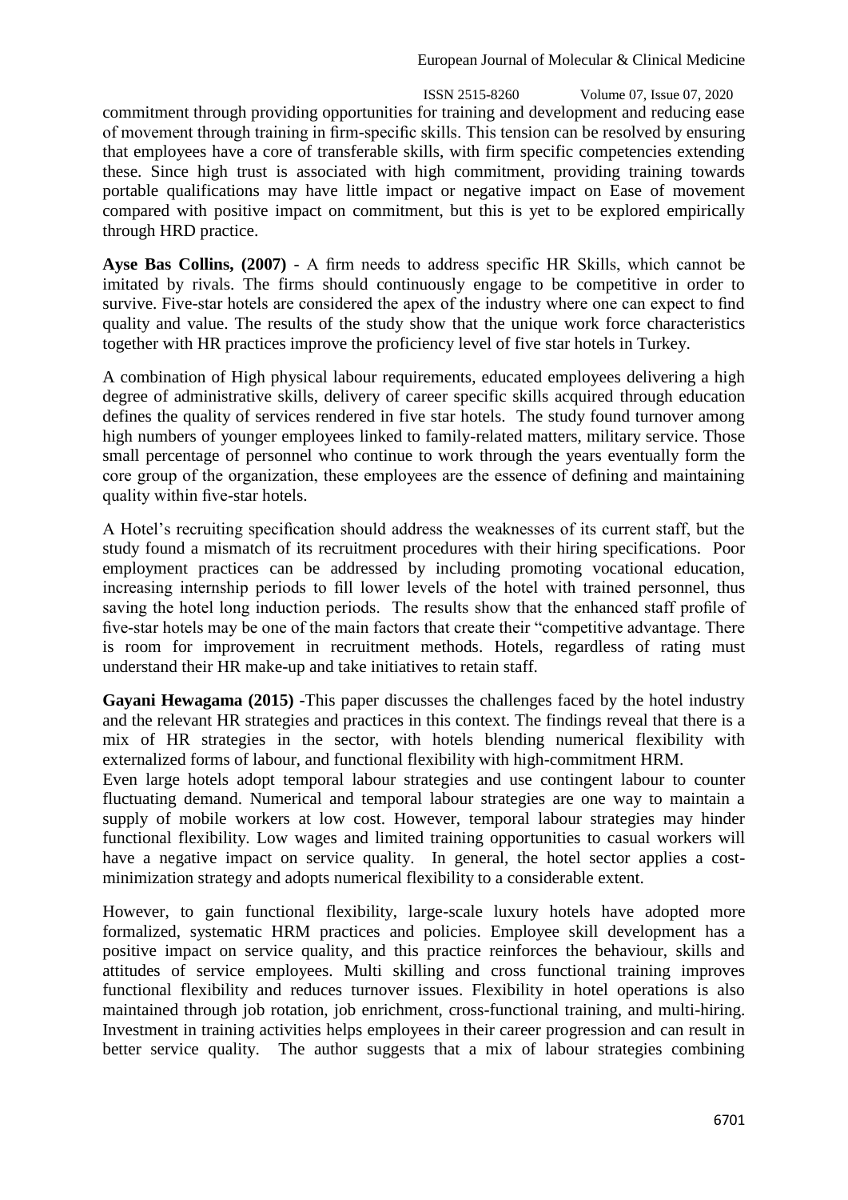commitment through providing opportunities for training and development and reducing ease of movement through training in firm-specific skills. This tension can be resolved by ensuring that employees have a core of transferable skills, with firm specific competencies extending these. Since high trust is associated with high commitment, providing training towards portable qualifications may have little impact or negative impact on Ease of movement compared with positive impact on commitment, but this is yet to be explored empirically through HRD practice.

**Ayse Bas Collins, (2007)** - A firm needs to address specific HR Skills, which cannot be imitated by rivals. The firms should continuously engage to be competitive in order to survive. Five-star hotels are considered the apex of the industry where one can expect to find quality and value. The results of the study show that the unique work force characteristics together with HR practices improve the proficiency level of five star hotels in Turkey.

A combination of High physical labour requirements, educated employees delivering a high degree of administrative skills, delivery of career specific skills acquired through education defines the quality of services rendered in five star hotels. The study found turnover among high numbers of younger employees linked to family-related matters, military service. Those small percentage of personnel who continue to work through the years eventually form the core group of the organization, these employees are the essence of defining and maintaining quality within five-star hotels.

A Hotel's recruiting specification should address the weaknesses of its current staff, but the study found a mismatch of its recruitment procedures with their hiring specifications. Poor employment practices can be addressed by including promoting vocational education, increasing internship periods to fill lower levels of the hotel with trained personnel, thus saving the hotel long induction periods. The results show that the enhanced staff profile of five-star hotels may be one of the main factors that create their "competitive advantage. There is room for improvement in recruitment methods. Hotels, regardless of rating must understand their HR make-up and take initiatives to retain staff.

**Gayani Hewagama (2015)** -This paper discusses the challenges faced by the hotel industry and the relevant HR strategies and practices in this context. The findings reveal that there is a mix of HR strategies in the sector, with hotels blending numerical flexibility with externalized forms of labour, and functional flexibility with high-commitment HRM.

Even large hotels adopt temporal labour strategies and use contingent labour to counter fluctuating demand. Numerical and temporal labour strategies are one way to maintain a supply of mobile workers at low cost. However, temporal labour strategies may hinder functional flexibility. Low wages and limited training opportunities to casual workers will have a negative impact on service quality. In general, the hotel sector applies a cost-minimization strategy and adopts numerical flexibility to a considerable extent.

However, to gain functional flexibility, large-scale luxury hotels have adopted more formalized, systematic HRM practices and policies. Employee skill development has a positive impact on service quality, and this practice reinforces the behaviour, skills and attitudes of service employees. Multi skilling and cross functional training improves functional flexibility and reduces turnover issues. Flexibility in hotel operations is also maintained through job rotation, job enrichment, cross-functional training, and multi-hiring. Investment in training activities helps employees in their career progression and can result in better service quality. The author suggests that a mix of labour strategies combining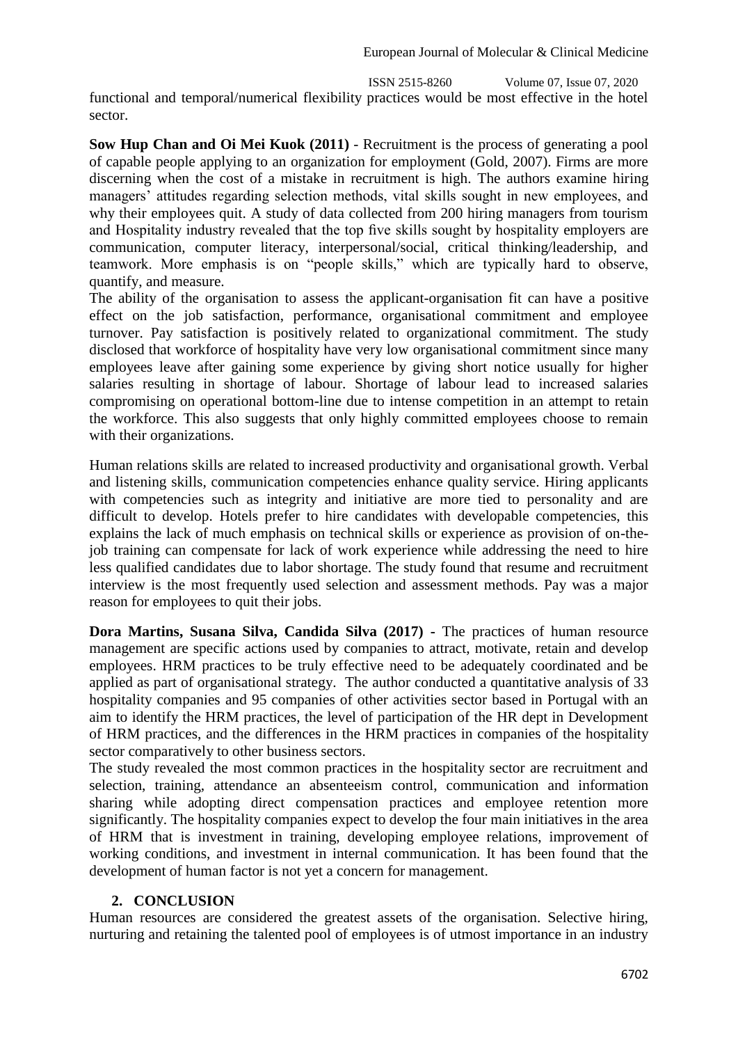functional and temporal/numerical flexibility practices would be most effective in the hotel sector.

**Sow Hup Chan and Oi Mei Kuok (2011)** - Recruitment is the process of generating a pool of capable people applying to an organization for employment (Gold, 2007). Firms are more discerning when the cost of a mistake in recruitment is high. The authors examine hiring managers' attitudes regarding selection methods, vital skills sought in new employees, and why their employees quit. A study of data collected from 200 hiring managers from tourism and Hospitality industry revealed that the top five skills sought by hospitality employers are communication, computer literacy, interpersonal/social, critical thinking/leadership, and teamwork. More emphasis is on "people skills," which are typically hard to observe, quantify, and measure.

The ability of the organisation to assess the applicant-organisation fit can have a positive effect on the job satisfaction, performance, organisational commitment and employee turnover. Pay satisfaction is positively related to organizational commitment. The study disclosed that workforce of hospitality have very low organisational commitment since many employees leave after gaining some experience by giving short notice usually for higher salaries resulting in shortage of labour. Shortage of labour lead to increased salaries compromising on operational bottom-line due to intense competition in an attempt to retain the workforce. This also suggests that only highly committed employees choose to remain with their organizations.

Human relations skills are related to increased productivity and organisational growth. Verbal and listening skills, communication competencies enhance quality service. Hiring applicants with competencies such as integrity and initiative are more tied to personality and are difficult to develop. Hotels prefer to hire candidates with developable competencies, this explains the lack of much emphasis on technical skills or experience as provision of on-the-job training can compensate for lack of work experience while addressing the need to hire less qualified candidates due to labor shortage. The study found that resume and recruitment interview is the most frequently used selection and assessment methods. Pay was a major reason for employees to quit their jobs.

**Dora Martins, Susana Silva, Candida Silva (2017) -** The practices of human resource management are specific actions used by companies to attract, motivate, retain and develop employees. HRM practices to be truly effective need to be adequately coordinated and be applied as part of organisational strategy. The author conducted a quantitative analysis of 33 hospitality companies and 95 companies of other activities sector based in Portugal with an aim to identify the HRM practices, the level of participation of the HR dept in Development of HRM practices, and the differences in the HRM practices in companies of the hospitality sector comparatively to other business sectors.

The study revealed the most common practices in the hospitality sector are recruitment and selection, training, attendance an absenteeism control, communication and information sharing while adopting direct compensation practices and employee retention more significantly. The hospitality companies expect to develop the four main initiatives in the area of HRM that is investment in training, developing employee relations, improvement of working conditions, and investment in internal communication. It has been found that the development of human factor is not yet a concern for management.

## 2. CONCLUSION

Human resources are considered the greatest assets of the organisation. Selective hiring, nurturing and retaining the talented pool of employees is of utmost importance in an industry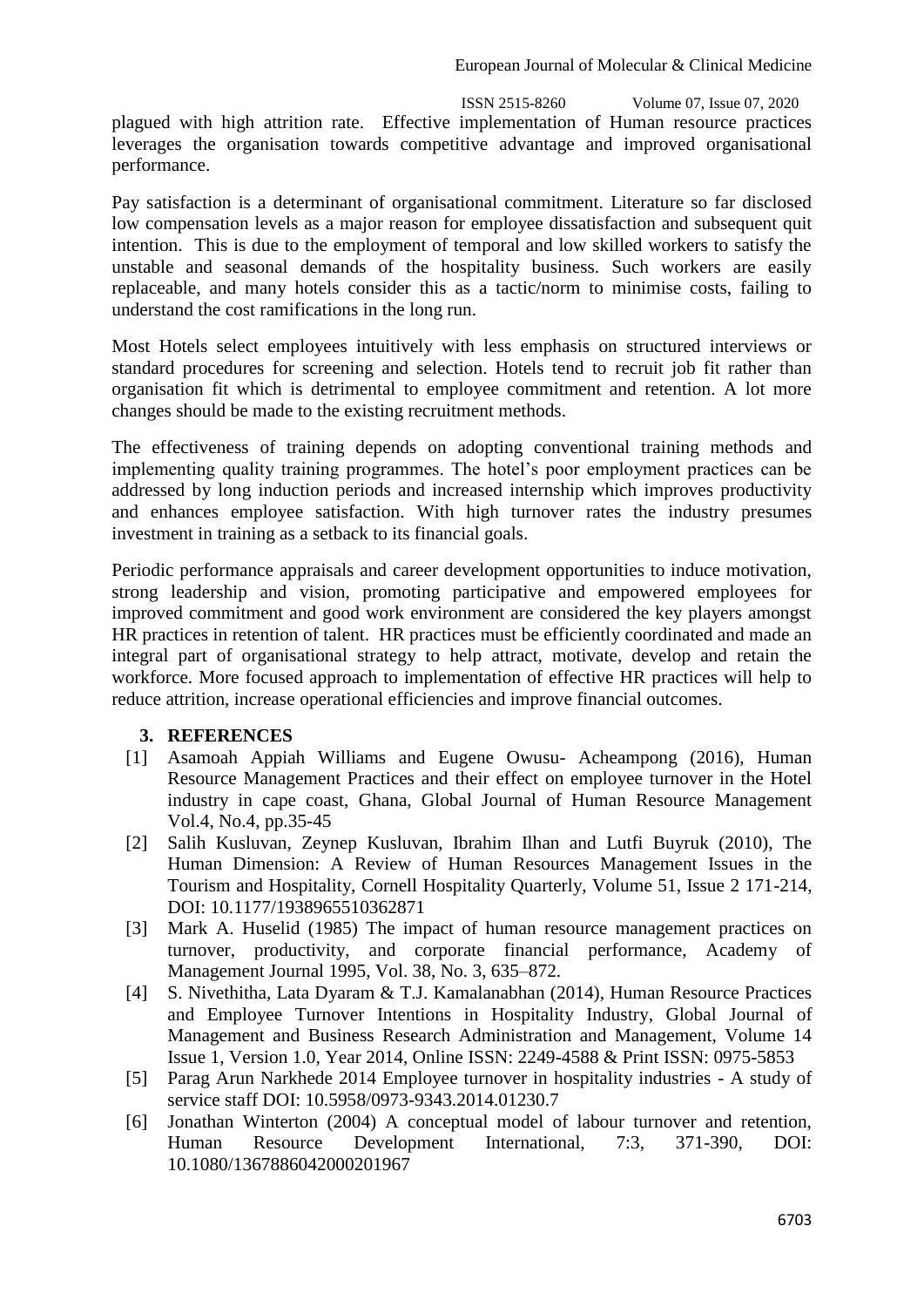plagued with high attrition rate. Effective implementation of Human resource practices leverages the organisation towards competitive advantage and improved organisational performance.

Pay satisfaction is a determinant of organisational commitment. Literature so far disclosed low compensation levels as a major reason for employee dissatisfaction and subsequent quit intention. This is due to the employment of temporal and low skilled workers to satisfy the unstable and seasonal demands of the hospitality business. Such workers are easily replaceable, and many hotels consider this as a tactic/norm to minimise costs, failing to understand the cost ramifications in the long run.

Most Hotels select employees intuitively with less emphasis on structured interviews or standard procedures for screening and selection. Hotels tend to recruit job fit rather than organisation fit which is detrimental to employee commitment and retention. A lot more changes should be made to the existing recruitment methods.

The effectiveness of training depends on adopting conventional training methods and implementing quality training programmes. The hotel's poor employment practices can be addressed by long induction periods and increased internship which improves productivity and enhances employee satisfaction. With high turnover rates the industry presumes investment in training as a setback to its financial goals.

Periodic performance appraisals and career development opportunities to induce motivation, strong leadership and vision, promoting participative and empowered employees for improved commitment and good work environment are considered the key players amongst HR practices in retention of talent. HR practices must be efficiently coordinated and made an integral part of organisational strategy to help attract, motivate, develop and retain the workforce. More focused approach to implementation of effective HR practices will help to reduce attrition, increase operational efficiencies and improve financial outcomes.

## 3. REFERENCES

[1] Asamoah Appiah Williams and Eugene Owusu- Acheampong (2016), Human Resource Management Practices and their effect on employee turnover in the Hotel industry in cape coast, Ghana, Global Journal of Human Resource Management Vol.4, No.4, pp.35-45

[2] Salih Kusluvan, Zeynep Kusluvan, Ibrahim Ilhan and Lutfi Buyruk (2010), The Human Dimension: A Review of Human Resources Management Issues in the Tourism and Hospitality, Cornell Hospitality Quarterly, Volume 51, Issue 2 171-214, DOI: 10.1177/1938965510362871

[3] Mark A. Huselid (1985) The impact of human resource management practices on turnover, productivity, and corporate financial performance, Academy of Management Journal 1995, Vol. 38, No. 3, 635–872.

[4] S. Nivethitha, Lata Dyaram & T.J. Kamalanabhan (2014), Human Resource Practices and Employee Turnover Intentions in Hospitality Industry, Global Journal of Management and Business Research Administration and Management, Volume 14 Issue 1, Version 1.0, Year 2014, Online ISSN: 2249-4588 & Print ISSN: 0975-5853

[5] Parag Arun Narkhede 2014 Employee turnover in hospitality industries - A study of service staff DOI: 10.5958/0973-9343.2014.01230.7

[6] Jonathan Winterton (2004) A conceptual model of labour turnover and retention, Human Resource Development International, 7:3, 371-390, DOI: 10.1080/1367886042000201967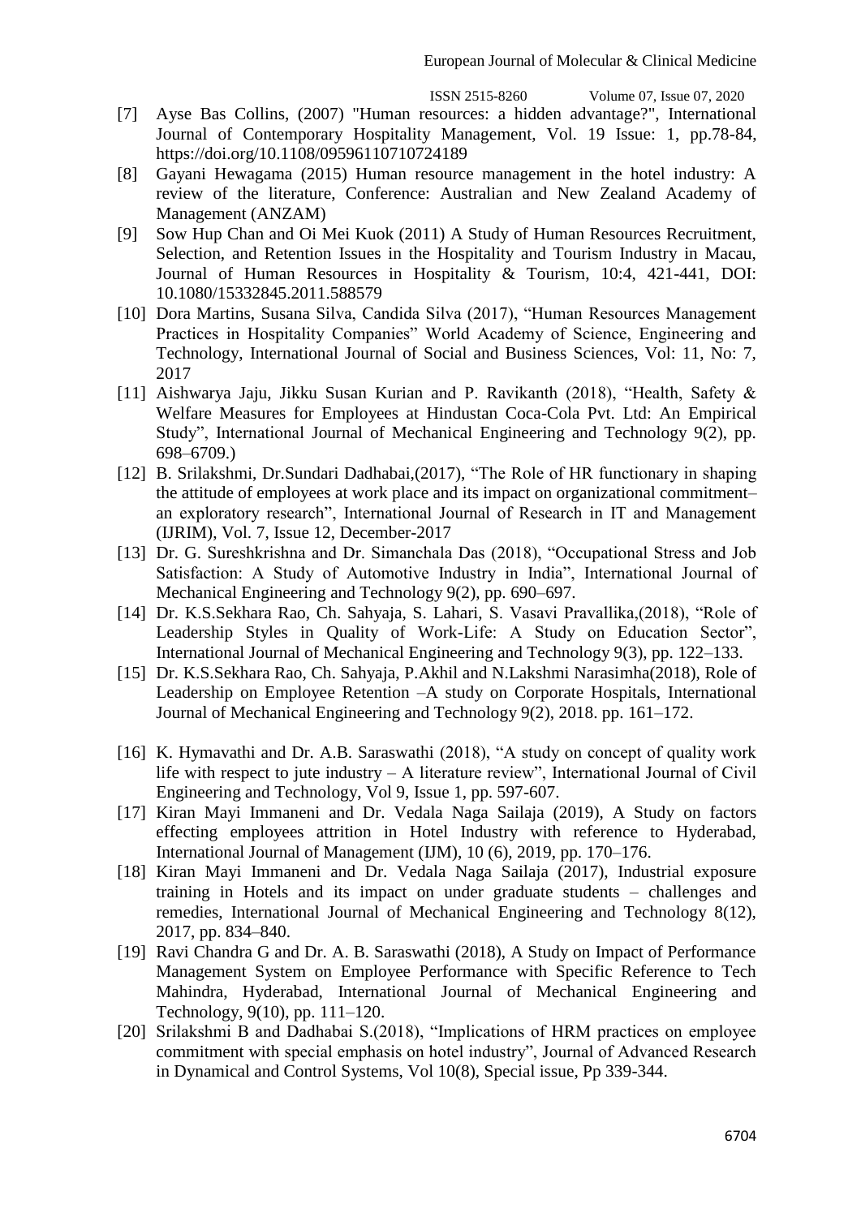[7] Ayse Bas Collins, (2007) "Human resources: a hidden advantage?", International Journal of Contemporary Hospitality Management, Vol. 19 Issue: 1, pp.78-84, https://doi.org/10.1108/09596110710724189

[8] Gayani Hewagama (2015) Human resource management in the hotel industry: A review of the literature, Conference: Australian and New Zealand Academy of Management (ANZAM)

[9] Sow Hup Chan and Oi Mei Kuok (2011) A Study of Human Resources Recruitment, Selection, and Retention Issues in the Hospitality and Tourism Industry in Macau, Journal of Human Resources in Hospitality & Tourism, 10:4, 421-441, DOI: 10.1080/15332845.2011.588579

[10] Dora Martins, Susana Silva, Candida Silva (2017), "Human Resources Management Practices in Hospitality Companies" World Academy of Science, Engineering and Technology, International Journal of Social and Business Sciences, Vol: 11, No: 7, 2017

[11] Aishwarya Jaju, Jikku Susan Kurian and P. Ravikanth (2018), "Health, Safety & Welfare Measures for Employees at Hindustan Coca-Cola Pvt. Ltd: An Empirical Study", International Journal of Mechanical Engineering and Technology 9(2), pp. 698–6709.)

[12] B. Srilakshmi, Dr.Sundari Dadhabai,(2017), "The Role of HR functionary in shaping the attitude of employees at work place and its impact on organizational commitment– an exploratory research", International Journal of Research in IT and Management (IJRIM), Vol. 7, Issue 12, December-2017

[13] Dr. G. Sureshkrishna and Dr. Simanchala Das (2018), "Occupational Stress and Job Satisfaction: A Study of Automotive Industry in India", International Journal of Mechanical Engineering and Technology 9(2), pp. 690–697.

[14] Dr. K.S.Sekhara Rao, Ch. Sahyaja, S. Lahari, S. Vasavi Pravallika,(2018), "Role of Leadership Styles in Quality of Work-Life: A Study on Education Sector", International Journal of Mechanical Engineering and Technology 9(3), pp. 122–133.

[15] Dr. K.S.Sekhara Rao, Ch. Sahyaja, P.Akhil and N.Lakshmi Narasimha(2018), Role of Leadership on Employee Retention –A study on Corporate Hospitals, International Journal of Mechanical Engineering and Technology 9(2), 2018. pp. 161–172.

[16] K. Hymavathi and Dr. A.B. Saraswathi (2018), "A study on concept of quality work life with respect to jute industry – A literature review", International Journal of Civil Engineering and Technology, Vol 9, Issue 1, pp. 597-607.

[17] Kiran Mayi Immaneni and Dr. Vedala Naga Sailaja (2019), A Study on factors effecting employees attrition in Hotel Industry with reference to Hyderabad, International Journal of Management (IJM), 10 (6), 2019, pp. 170–176.

[18] Kiran Mayi Immaneni and Dr. Vedala Naga Sailaja (2017), Industrial exposure training in Hotels and its impact on under graduate students – challenges and remedies, International Journal of Mechanical Engineering and Technology 8(12), 2017, pp. 834–840.

[19] Ravi Chandra G and Dr. A. B. Saraswathi (2018), A Study on Impact of Performance Management System on Employee Performance with Specific Reference to Tech Mahindra, Hyderabad, International Journal of Mechanical Engineering and Technology, 9(10), pp. 111–120.

[20] Srilakshmi B and Dadhabai S.(2018), "Implications of HRM practices on employee commitment with special emphasis on hotel industry", Journal of Advanced Research in Dynamical and Control Systems, Vol 10(8), Special issue, Pp 339-344.